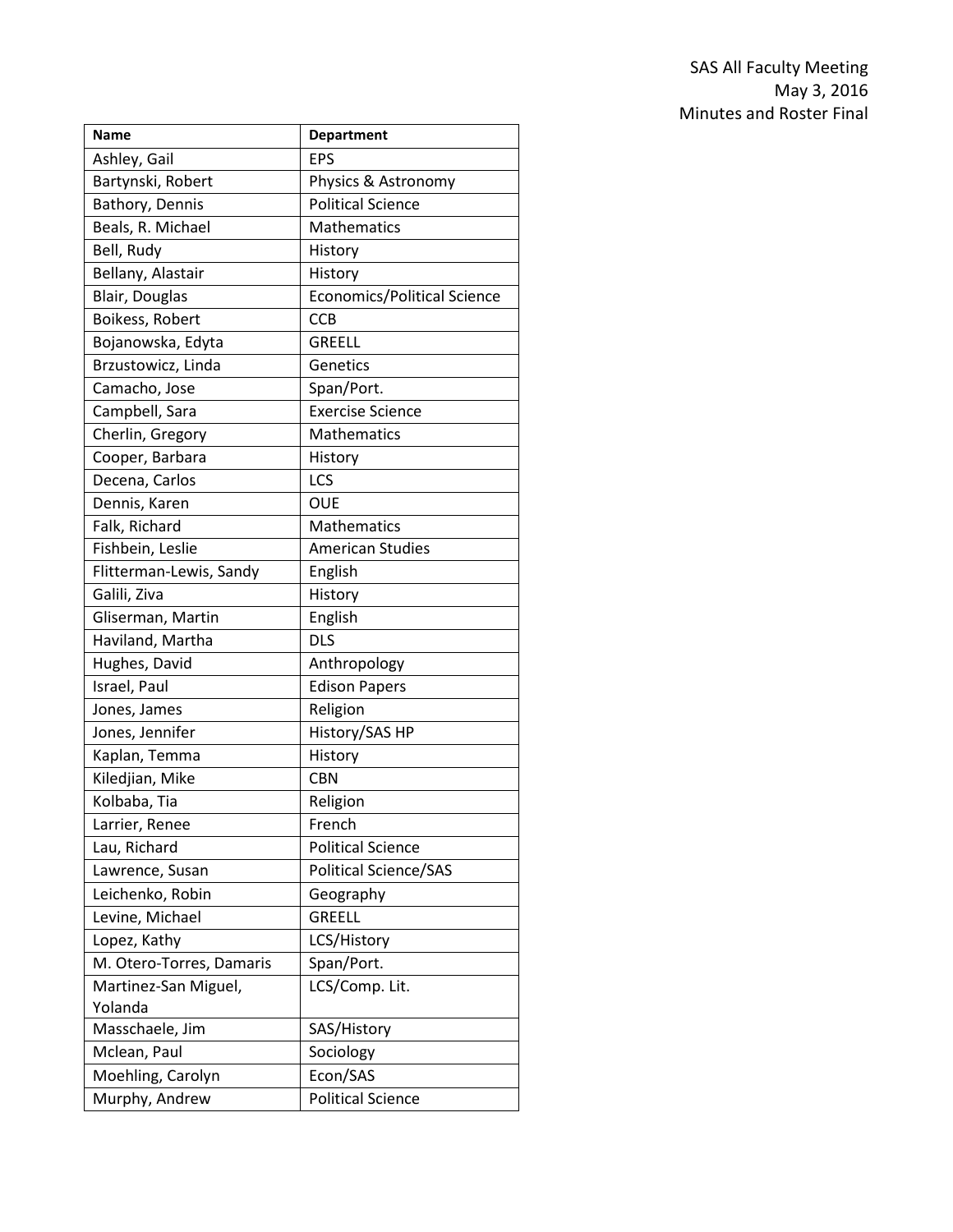SAS All Faculty Meeting
May 3, 2016
Minutes and Roster Final

| Name | Department |
|---|---|
| Ashley, Gail | EPS |
| Bartynski, Robert | Physics & Astronomy |
| Bathory, Dennis | Political Science |
| Beals, R. Michael | Mathematics |
| Bell, Rudy | History |
| Bellany, Alastair | History |
| Blair, Douglas | Economics/Political Science |
| Boikess, Robert | CCB |
| Bojanowska, Edyta | GREELL |
| Brzustowicz, Linda | Genetics |
| Camacho, Jose | Span/Port. |
| Campbell, Sara | Exercise Science |
| Cherlin, Gregory | Mathematics |
| Cooper, Barbara | History |
| Decena, Carlos | LCS |
| Dennis, Karen | OUE |
| Falk, Richard | Mathematics |
| Fishbein, Leslie | American Studies |
| Flitterman-Lewis, Sandy | English |
| Galili, Ziva | History |
| Gliserman, Martin | English |
| Haviland, Martha | DLS |
| Hughes, David | Anthropology |
| Israel, Paul | Edison Papers |
| Jones, James | Religion |
| Jones, Jennifer | History/SAS HP |
| Kaplan, Temma | History |
| Kiledjian, Mike | CBN |
| Kolbaba, Tia | Religion |
| Larrier, Renee | French |
| Lau, Richard | Political Science |
| Lawrence, Susan | Political Science/SAS |
| Leichenko, Robin | Geography |
| Levine, Michael | GREELL |
| Lopez, Kathy | LCS/History |
| M. Otero-Torres, Damaris | Span/Port. |
| Martinez-San Miguel, Yolanda | LCS/Comp. Lit. |
| Masschaele, Jim | SAS/History |
| Mclean, Paul | Sociology |
| Moehling, Carolyn | Econ/SAS |
| Murphy, Andrew | Political Science |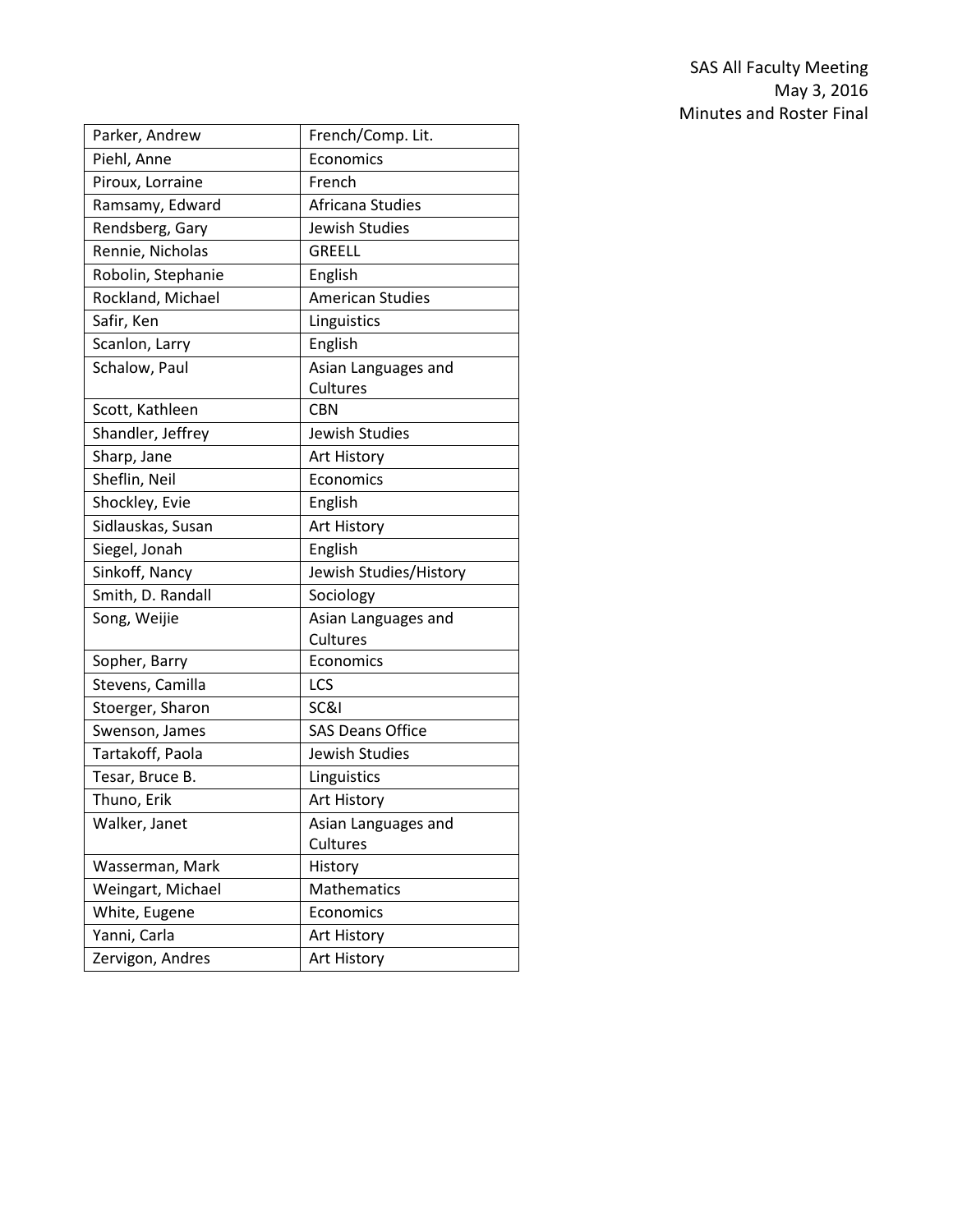| Parker, Andrew | French/Comp. Lit. |
| --- | --- |
| Piehl, Anne | Economics |
| Piroux, Lorraine | French |
| Ramsamy, Edward | Africana Studies |
| Rendsberg, Gary | Jewish Studies |
| Rennie, Nicholas | GREELL |
| Robolin, Stephanie | English |
| Rockland, Michael | American Studies |
| Safir, Ken | Linguistics |
| Scanlon, Larry | English |
| Schalow, Paul | Asian Languages and Cultures |
| Scott, Kathleen | CBN |
| Shandler, Jeffrey | Jewish Studies |
| Sharp, Jane | Art History |
| Sheflin, Neil | Economics |
| Shockley, Evie | English |
| Sidlauskas, Susan | Art History |
| Siegel, Jonah | English |
| Sinkoff, Nancy | Jewish Studies/History |
| Smith, D. Randall | Sociology |
| Song, Weijie | Asian Languages and Cultures |
| Sopher, Barry | Economics |
| Stevens, Camilla | LCS |
| Stoerger, Sharon | SC&I |
| Swenson, James | SAS Deans Office |
| Tartakoff, Paola | Jewish Studies |
| Tesar, Bruce B. | Linguistics |
| Thuno, Erik | Art History |
| Walker, Janet | Asian Languages and Cultures |
| Wasserman, Mark | History |
| Weingart, Michael | Mathematics |
| White, Eugene | Economics |
| Yanni, Carla | Art History |
| Zervigon, Andres | Art History |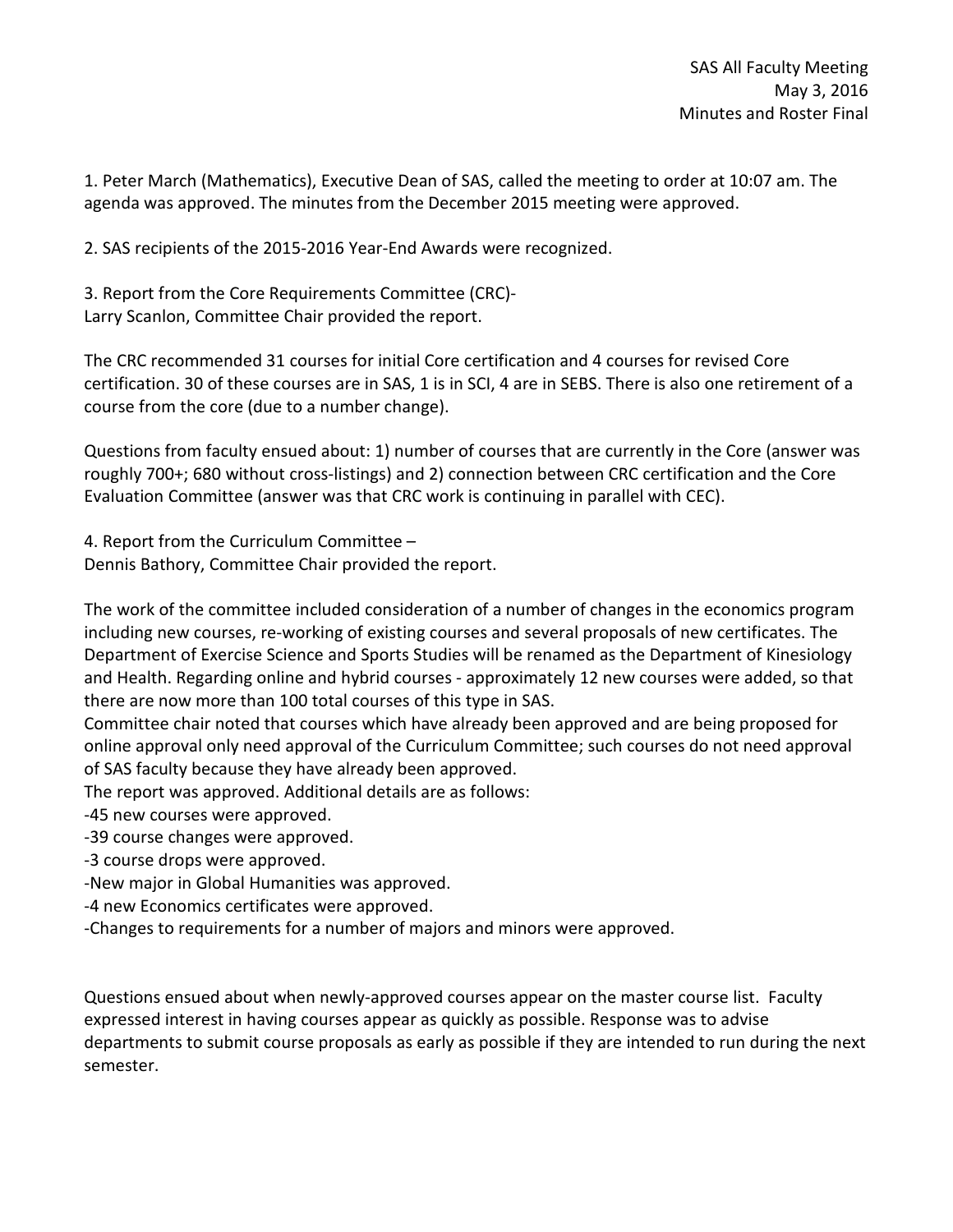SAS All Faculty Meeting
May 3, 2016
Minutes and Roster Final

1. Peter March (Mathematics), Executive Dean of SAS, called the meeting to order at 10:07 am. The agenda was approved. The minutes from the December 2015 meeting were approved.

2. SAS recipients of the 2015-2016 Year-End Awards were recognized.

3. Report from the Core Requirements Committee (CRC)-
Larry Scanlon, Committee Chair provided the report.

The CRC recommended 31 courses for initial Core certification and 4 courses for revised Core certification. 30 of these courses are in SAS, 1 is in SCI, 4 are in SEBS. There is also one retirement of a course from the core (due to a number change).

Questions from faculty ensued about: 1) number of courses that are currently in the Core (answer was roughly 700+; 680 without cross-listings) and 2) connection between CRC certification and the Core Evaluation Committee (answer was that CRC work is continuing in parallel with CEC).

4. Report from the Curriculum Committee –
Dennis Bathory, Committee Chair provided the report.

The work of the committee included consideration of a number of changes in the economics program including new courses, re-working of existing courses and several proposals of new certificates. The Department of Exercise Science and Sports Studies will be renamed as the Department of Kinesiology and Health. Regarding online and hybrid courses - approximately 12 new courses were added, so that there are now more than 100 total courses of this type in SAS.
Committee chair noted that courses which have already been approved and are being proposed for online approval only need approval of the Curriculum Committee; such courses do not need approval of SAS faculty because they have already been approved.
The report was approved. Additional details are as follows:

- 45 new courses were approved.
- 39 course changes were approved.
- 3 course drops were approved.
- New major in Global Humanities was approved.
- 4 new Economics certificates were approved.
- Changes to requirements for a number of majors and minors were approved.

Questions ensued about when newly-approved courses appear on the master course list. Faculty expressed interest in having courses appear as quickly as possible. Response was to advise departments to submit course proposals as early as possible if they are intended to run during the next semester.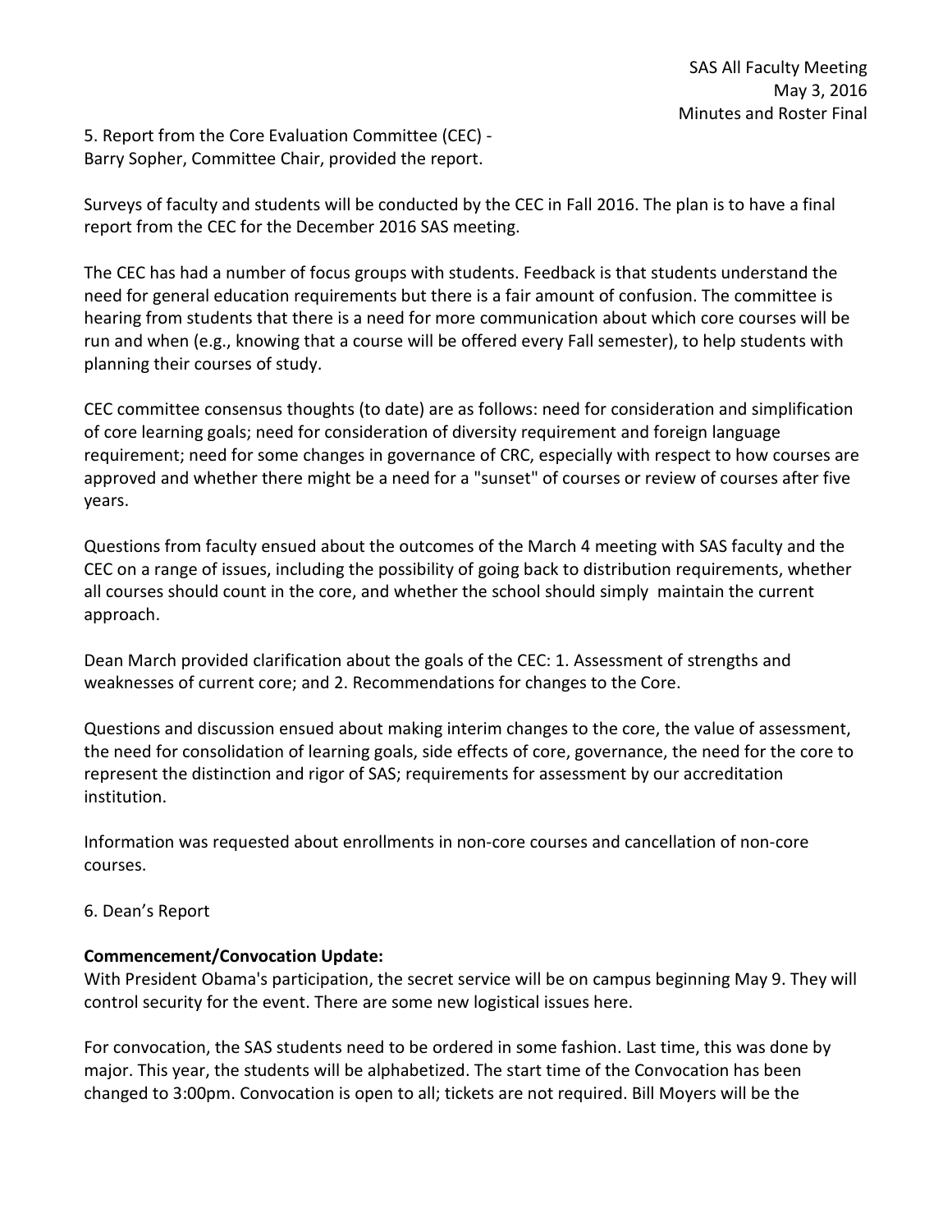5. Report from the Core Evaluation Committee (CEC) -
Barry Sopher, Committee Chair, provided the report.

Surveys of faculty and students will be conducted by the CEC in Fall 2016. The plan is to have a final report from the CEC for the December 2016 SAS meeting.

The CEC has had a number of focus groups with students. Feedback is that students understand the need for general education requirements but there is a fair amount of confusion. The committee is hearing from students that there is a need for more communication about which core courses will be run and when (e.g., knowing that a course will be offered every Fall semester), to help students with planning their courses of study.

CEC committee consensus thoughts (to date) are as follows: need for consideration and simplification of core learning goals; need for consideration of diversity requirement and foreign language requirement; need for some changes in governance of CRC, especially with respect to how courses are approved and whether there might be a need for a "sunset" of courses or review of courses after five years.

Questions from faculty ensued about the outcomes of the March 4 meeting with SAS faculty and the CEC on a range of issues, including the possibility of going back to distribution requirements, whether all courses should count in the core, and whether the school should simply maintain the current approach.

Dean March provided clarification about the goals of the CEC: 1. Assessment of strengths and weaknesses of current core; and 2. Recommendations for changes to the Core.

Questions and discussion ensued about making interim changes to the core, the value of assessment, the need for consolidation of learning goals, side effects of core, governance, the need for the core to represent the distinction and rigor of SAS; requirements for assessment by our accreditation institution.

Information was requested about enrollments in non-core courses and cancellation of non-core courses.

6. Dean's Report

**Commencement/Convocation Update:**
With President Obama's participation, the secret service will be on campus beginning May 9. They will control security for the event. There are some new logistical issues here.

For convocation, the SAS students need to be ordered in some fashion. Last time, this was done by major. This year, the students will be alphabetized. The start time of the Convocation has been changed to 3:00pm. Convocation is open to all; tickets are not required. Bill Moyers will be the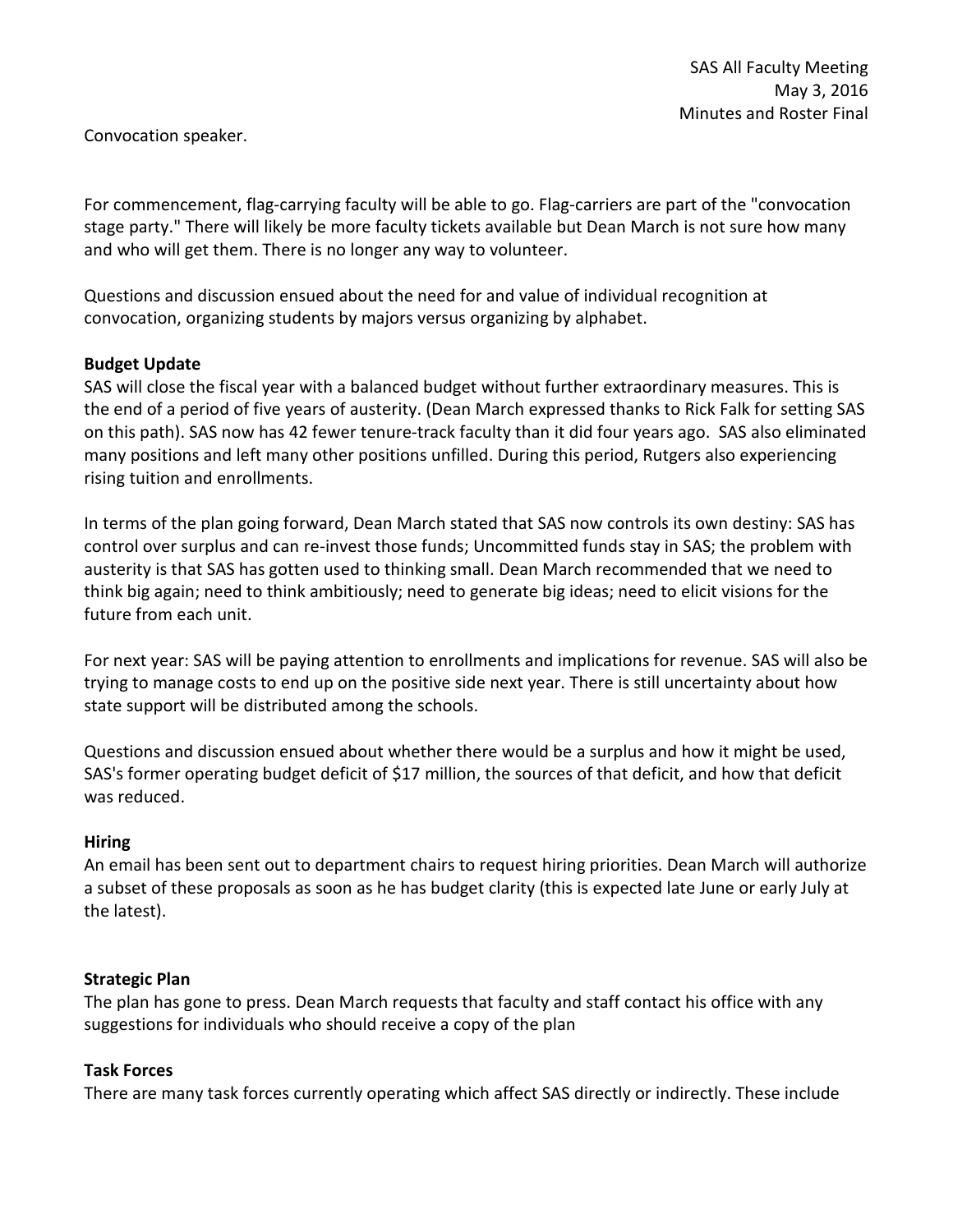Convocation speaker.

For commencement, flag-carrying faculty will be able to go. Flag-carriers are part of the "convocation stage party." There will likely be more faculty tickets available but Dean March is not sure how many and who will get them. There is no longer any way to volunteer.

Questions and discussion ensued about the need for and value of individual recognition at convocation, organizing students by majors versus organizing by alphabet.

**Budget Update**

SAS will close the fiscal year with a balanced budget without further extraordinary measures. This is the end of a period of five years of austerity. (Dean March expressed thanks to Rick Falk for setting SAS on this path). SAS now has 42 fewer tenure-track faculty than it did four years ago. SAS also eliminated many positions and left many other positions unfilled. During this period, Rutgers also experiencing rising tuition and enrollments.

In terms of the plan going forward, Dean March stated that SAS now controls its own destiny: SAS has control over surplus and can re-invest those funds; Uncommitted funds stay in SAS; the problem with austerity is that SAS has gotten used to thinking small. Dean March recommended that we need to think big again; need to think ambitiously; need to generate big ideas; need to elicit visions for the future from each unit.

For next year: SAS will be paying attention to enrollments and implications for revenue. SAS will also be trying to manage costs to end up on the positive side next year. There is still uncertainty about how state support will be distributed among the schools.

Questions and discussion ensued about whether there would be a surplus and how it might be used, SAS's former operating budget deficit of $17 million, the sources of that deficit, and how that deficit was reduced.

**Hiring**

An email has been sent out to department chairs to request hiring priorities. Dean March will authorize a subset of these proposals as soon as he has budget clarity (this is expected late June or early July at the latest).

**Strategic Plan**

The plan has gone to press. Dean March requests that faculty and staff contact his office with any suggestions for individuals who should receive a copy of the plan

**Task Forces**

There are many task forces currently operating which affect SAS directly or indirectly. These include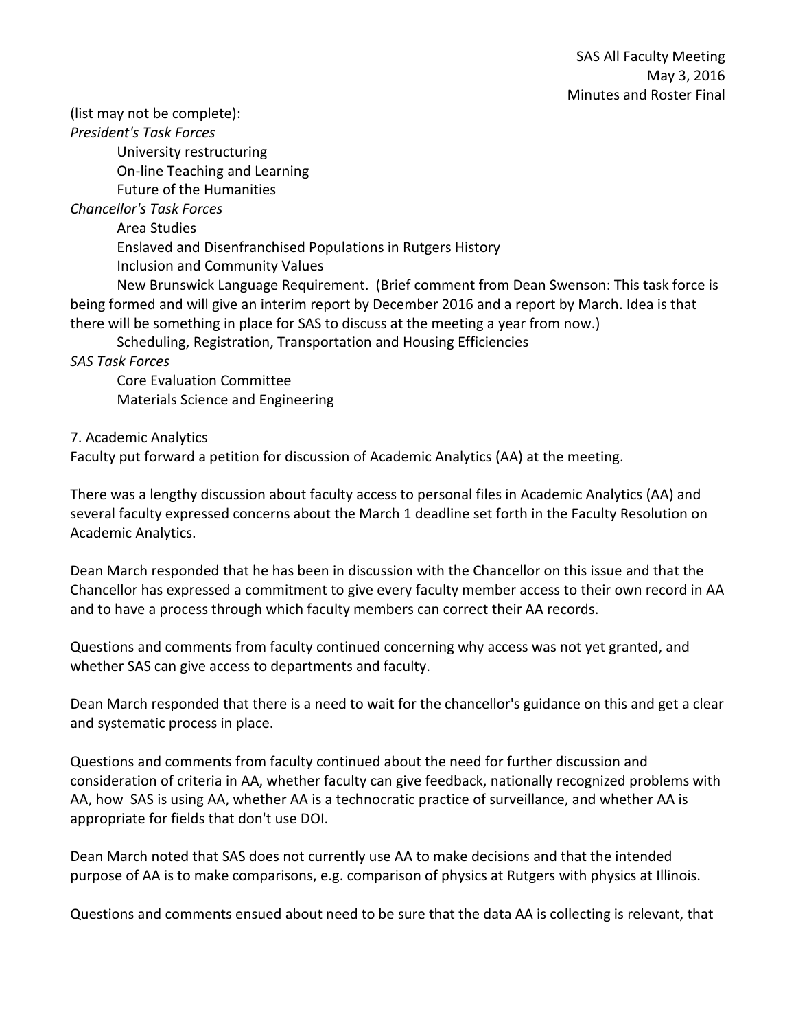(list may not be complete):

*President's Task Forces*

University restructuring

On-line Teaching and Learning

Future of the Humanities

*Chancellor's Task Forces*

Area Studies

Enslaved and Disenfranchised Populations in Rutgers History

Inclusion and Community Values

New Brunswick Language Requirement. (Brief comment from Dean Swenson: This task force is being formed and will give an interim report by December 2016 and a report by March. Idea is that there will be something in place for SAS to discuss at the meeting a year from now.)

Scheduling, Registration, Transportation and Housing Efficiencies

*SAS Task Forces*

Core Evaluation Committee

Materials Science and Engineering

7. Academic Analytics

Faculty put forward a petition for discussion of Academic Analytics (AA) at the meeting.

There was a lengthy discussion about faculty access to personal files in Academic Analytics (AA) and several faculty expressed concerns about the March 1 deadline set forth in the Faculty Resolution on Academic Analytics.

Dean March responded that he has been in discussion with the Chancellor on this issue and that the Chancellor has expressed a commitment to give every faculty member access to their own record in AA and to have a process through which faculty members can correct their AA records.

Questions and comments from faculty continued concerning why access was not yet granted, and whether SAS can give access to departments and faculty.

Dean March responded that there is a need to wait for the chancellor's guidance on this and get a clear and systematic process in place.

Questions and comments from faculty continued about the need for further discussion and consideration of criteria in AA, whether faculty can give feedback, nationally recognized problems with AA, how SAS is using AA, whether AA is a technocratic practice of surveillance, and whether AA is appropriate for fields that don't use DOI.

Dean March noted that SAS does not currently use AA to make decisions and that the intended purpose of AA is to make comparisons, e.g. comparison of physics at Rutgers with physics at Illinois.

Questions and comments ensued about need to be sure that the data AA is collecting is relevant, that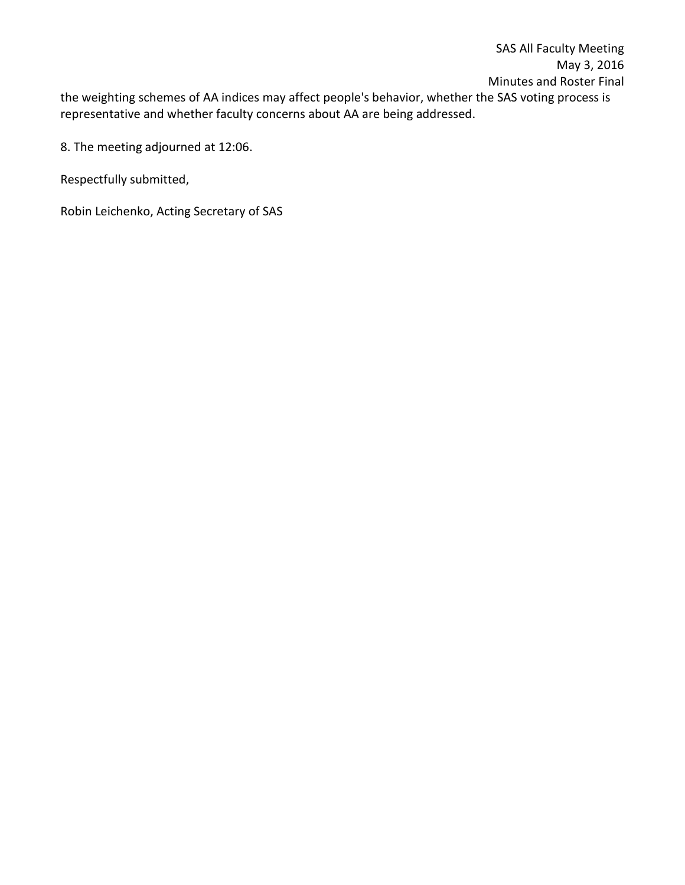the weighting schemes of AA indices may affect people's behavior, whether the SAS voting process is representative and whether faculty concerns about AA are being addressed.

8. The meeting adjourned at 12:06.

Respectfully submitted,

Robin Leichenko, Acting Secretary of SAS